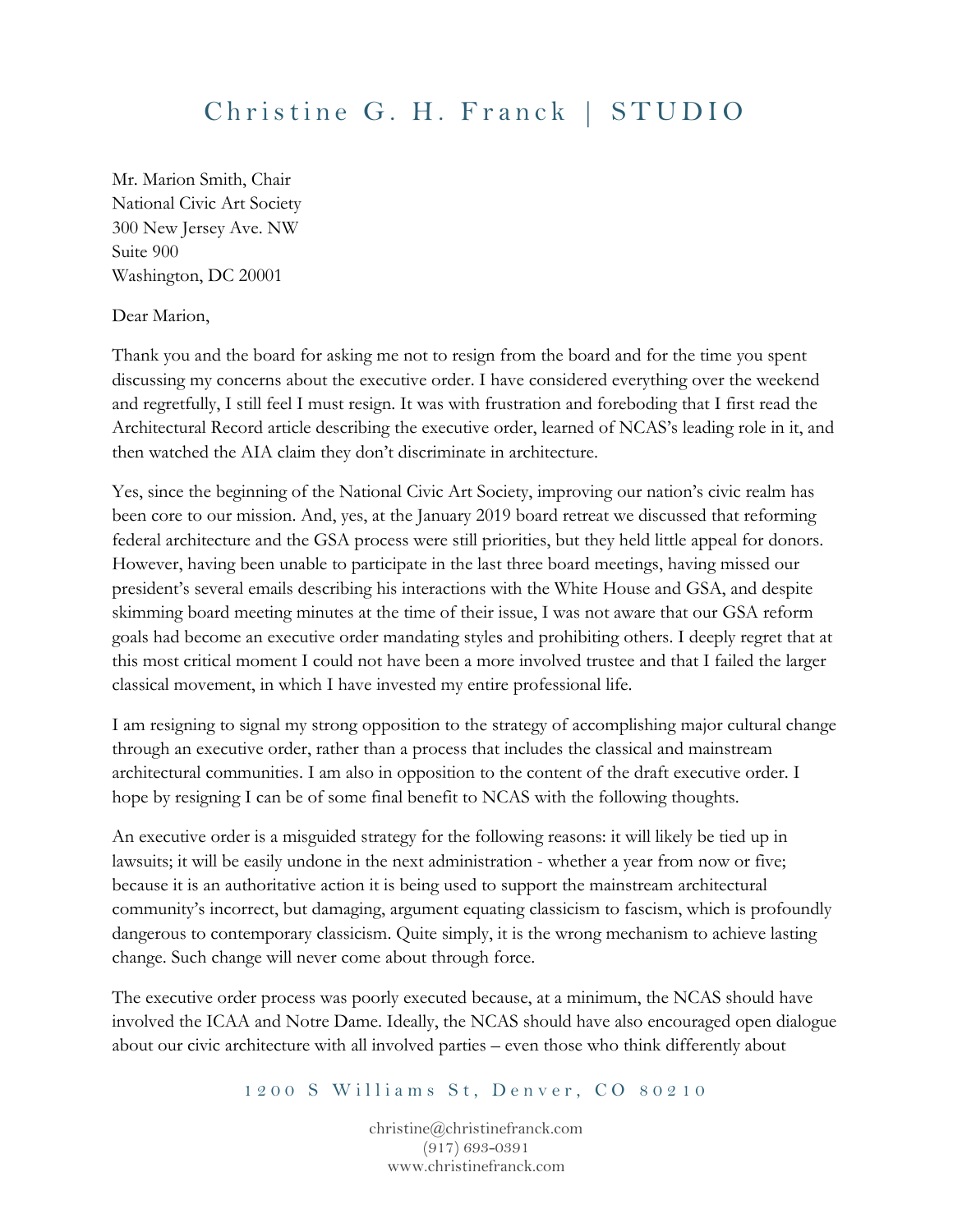# Christine G. H. Franck | STUDIO

Mr. Marion Smith, Chair
National Civic Art Society
300 New Jersey Ave. NW
Suite 900
Washington, DC 20001

Dear Marion,

Thank you and the board for asking me not to resign from the board and for the time you spent discussing my concerns about the executive order. I have considered everything over the weekend and regretfully, I still feel I must resign. It was with frustration and foreboding that I first read the Architectural Record article describing the executive order, learned of NCAS's leading role in it, and then watched the AIA claim they don't discriminate in architecture.

Yes, since the beginning of the National Civic Art Society, improving our nation's civic realm has been core to our mission. And, yes, at the January 2019 board retreat we discussed that reforming federal architecture and the GSA process were still priorities, but they held little appeal for donors. However, having been unable to participate in the last three board meetings, having missed our president's several emails describing his interactions with the White House and GSA, and despite skimming board meeting minutes at the time of their issue, I was not aware that our GSA reform goals had become an executive order mandating styles and prohibiting others. I deeply regret that at this most critical moment I could not have been a more involved trustee and that I failed the larger classical movement, in which I have invested my entire professional life.

I am resigning to signal my strong opposition to the strategy of accomplishing major cultural change through an executive order, rather than a process that includes the classical and mainstream architectural communities. I am also in opposition to the content of the draft executive order. I hope by resigning I can be of some final benefit to NCAS with the following thoughts.

An executive order is a misguided strategy for the following reasons: it will likely be tied up in lawsuits; it will be easily undone in the next administration - whether a year from now or five; because it is an authoritative action it is being used to support the mainstream architectural community's incorrect, but damaging, argument equating classicism to fascism, which is profoundly dangerous to contemporary classicism. Quite simply, it is the wrong mechanism to achieve lasting change. Such change will never come about through force.

The executive order process was poorly executed because, at a minimum, the NCAS should have involved the ICAA and Notre Dame. Ideally, the NCAS should have also encouraged open dialogue about our civic architecture with all involved parties – even those who think differently about

1200 S Williams St, Denver, CO 80210

christine@christinefranck.com
(917) 693-0391
www.christinefranck.com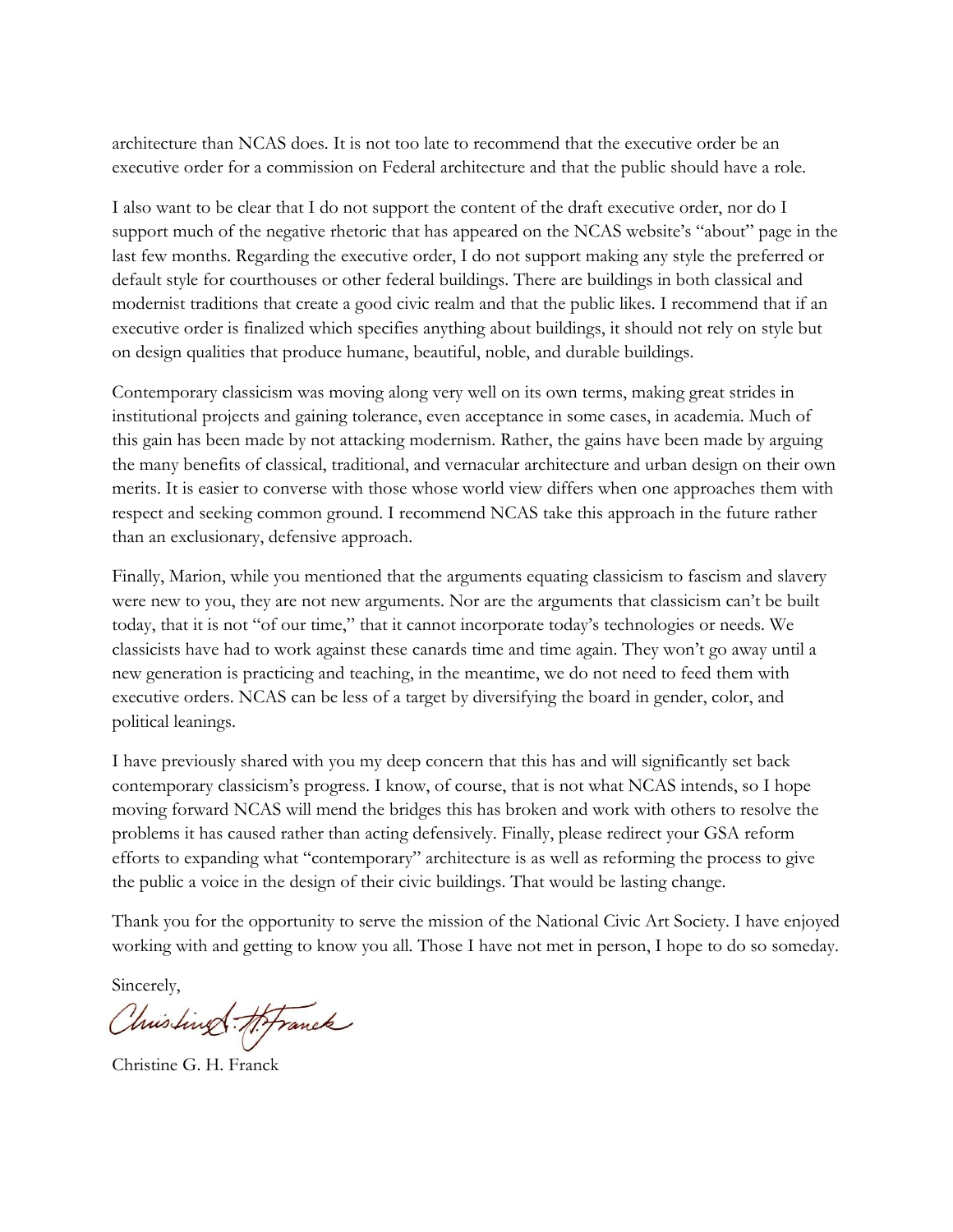architecture than NCAS does. It is not too late to recommend that the executive order be an executive order for a commission on Federal architecture and that the public should have a role.

I also want to be clear that I do not support the content of the draft executive order, nor do I support much of the negative rhetoric that has appeared on the NCAS website's "about" page in the last few months. Regarding the executive order, I do not support making any style the preferred or default style for courthouses or other federal buildings. There are buildings in both classical and modernist traditions that create a good civic realm and that the public likes. I recommend that if an executive order is finalized which specifies anything about buildings, it should not rely on style but on design qualities that produce humane, beautiful, noble, and durable buildings.

Contemporary classicism was moving along very well on its own terms, making great strides in institutional projects and gaining tolerance, even acceptance in some cases, in academia. Much of this gain has been made by not attacking modernism. Rather, the gains have been made by arguing the many benefits of classical, traditional, and vernacular architecture and urban design on their own merits. It is easier to converse with those whose world view differs when one approaches them with respect and seeking common ground. I recommend NCAS take this approach in the future rather than an exclusionary, defensive approach.

Finally, Marion, while you mentioned that the arguments equating classicism to fascism and slavery were new to you, they are not new arguments. Nor are the arguments that classicism can't be built today, that it is not "of our time," that it cannot incorporate today's technologies or needs. We classicists have had to work against these canards time and time again. They won't go away until a new generation is practicing and teaching, in the meantime, we do not need to feed them with executive orders. NCAS can be less of a target by diversifying the board in gender, color, and political leanings.

I have previously shared with you my deep concern that this has and will significantly set back contemporary classicism's progress. I know, of course, that is not what NCAS intends, so I hope moving forward NCAS will mend the bridges this has broken and work with others to resolve the problems it has caused rather than acting defensively. Finally, please redirect your GSA reform efforts to expanding what "contemporary" architecture is as well as reforming the process to give the public a voice in the design of their civic buildings. That would be lasting change.

Thank you for the opportunity to serve the mission of the National Civic Art Society. I have enjoyed working with and getting to know you all. Those I have not met in person, I hope to do so someday.

Sincerely,

Christine G. H. Franck